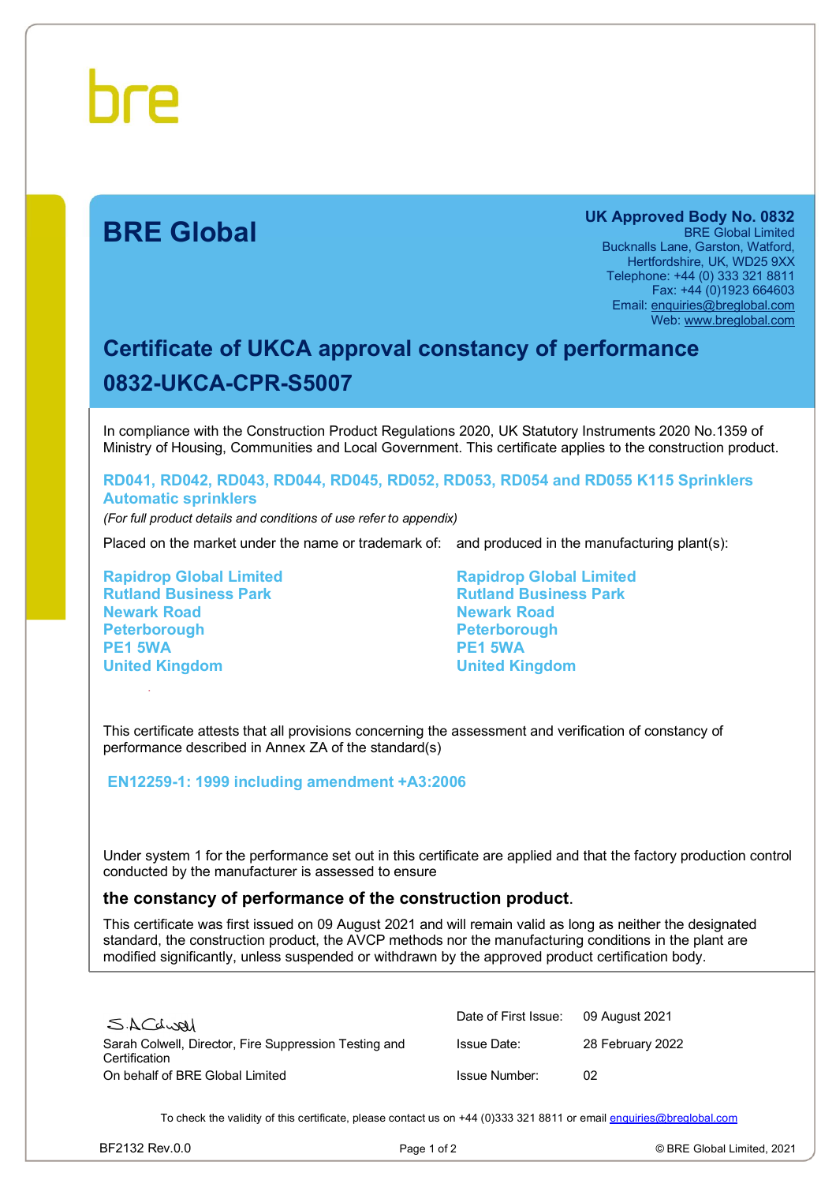bre

# BRE Global

**UK Approved Body No. 0832**
BRE Global Limited
Bucknalls Lane, Garston, Watford,
Hertfordshire, UK, WD25 9XX
Telephone: +44 (0) 333 321 8811
Fax: +44 (0)1923 664603
Email: enquiries@breglobal.com
Web: www.breglobal.com

## Certificate of UKCA approval constancy of performance
## 0832-UKCA-CPR-S5007

In compliance with the Construction Product Regulations 2020, UK Statutory Instruments 2020 No.1359 of Ministry of Housing, Communities and Local Government. This certificate applies to the construction product.

**RD041, RD042, RD043, RD044, RD045, RD052, RD053, RD054 and RD055 K115 Sprinklers**
**Automatic sprinklers**

*(For full product details and conditions of use refer to appendix)*

Placed on the market under the name or trademark of:

**Rapidrop Global Limited**
**Rutland Business Park**
**Newark Road**
**Peterborough**
**PE1 5WA**
**United Kingdom**

and produced in the manufacturing plant(s):

**Rapidrop Global Limited**
**Rutland Business Park**
**Newark Road**
**Peterborough**
**PE1 5WA**
**United Kingdom**

This certificate attests that all provisions concerning the assessment and verification of constancy of performance described in Annex ZA of the standard(s)

**EN12259-1: 1999 including amendment +A3:2006**

Under system 1 for the performance set out in this certificate are applied and that the factory production control conducted by the manufacturer is assessed to ensure

**the constancy of performance of the construction product**.

This certificate was first issued on 09 August 2021 and will remain valid as long as neither the designated standard, the construction product, the AVCP methods nor the manufacturing conditions in the plant are modified significantly, unless suspended or withdrawn by the approved product certification body.

S.A.Colwell
Sarah Colwell, Director, Fire Suppression Testing and Certification
On behalf of BRE Global Limited

| | |
|---|---|
| Date of First Issue: | 09 August 2021 |
| Issue Date: | 28 February 2022 |
| Issue Number: | 02 |

To check the validity of this certificate, please contact us on +44 (0)333 321 8811 or email enquiries@breglobal.com

BF2132 Rev.0.0

© BRE Global Limited, 2021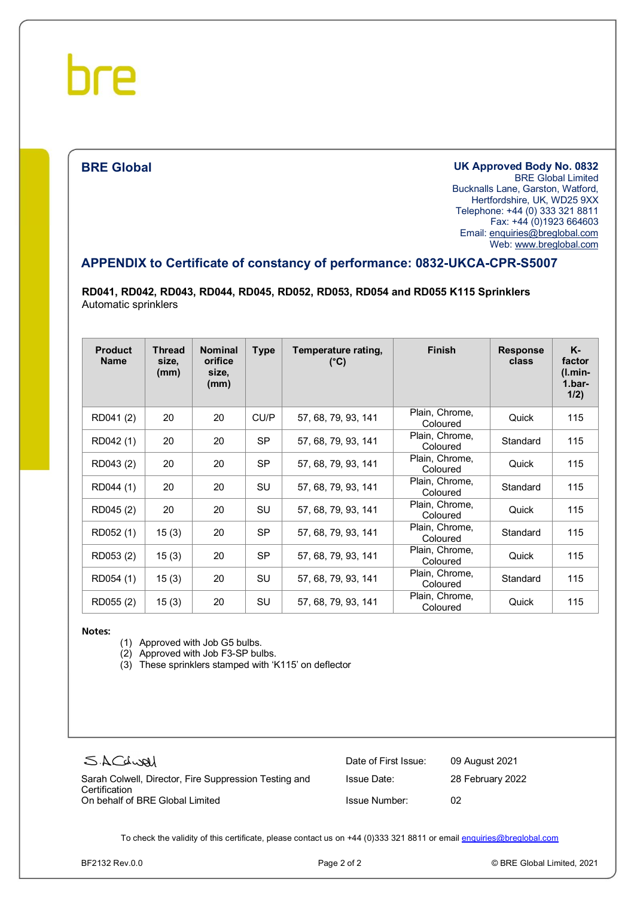bre

**BRE Global**

**UK Approved Body No. 0832**
BRE Global Limited
Bucknalls Lane, Garston, Watford,
Hertfordshire, UK, WD25 9XX
Telephone: +44 (0) 333 321 8811
Fax: +44 (0)1923 664603
Email: enquiries@breglobal.com
Web: www.breglobal.com

## APPENDIX to Certificate of constancy of performance: 0832-UKCA-CPR-S5007

**RD041, RD042, RD043, RD044, RD045, RD052, RD053, RD054 and RD055 K115 Sprinklers**
Automatic sprinklers

| Product Name | Thread size, (mm) | Nominal orifice size, (mm) | Type | Temperature rating, (°C) | Finish | Response class | K-factor (l.min-1.bar-1/2) |
|---|---|---|---|---|---|---|---|
| RD041 (2) | 20 | 20 | CU/P | 57, 68, 79, 93, 141 | Plain, Chrome, Coloured | Quick | 115 |
| RD042 (1) | 20 | 20 | SP | 57, 68, 79, 93, 141 | Plain, Chrome, Coloured | Standard | 115 |
| RD043 (2) | 20 | 20 | SP | 57, 68, 79, 93, 141 | Plain, Chrome, Coloured | Quick | 115 |
| RD044 (1) | 20 | 20 | SU | 57, 68, 79, 93, 141 | Plain, Chrome, Coloured | Standard | 115 |
| RD045 (2) | 20 | 20 | SU | 57, 68, 79, 93, 141 | Plain, Chrome, Coloured | Quick | 115 |
| RD052 (1) | 15 (3) | 20 | SP | 57, 68, 79, 93, 141 | Plain, Chrome, Coloured | Standard | 115 |
| RD053 (2) | 15 (3) | 20 | SP | 57, 68, 79, 93, 141 | Plain, Chrome, Coloured | Quick | 115 |
| RD054 (1) | 15 (3) | 20 | SU | 57, 68, 79, 93, 141 | Plain, Chrome, Coloured | Standard | 115 |
| RD055 (2) | 15 (3) | 20 | SU | 57, 68, 79, 93, 141 | Plain, Chrome, Coloured | Quick | 115 |

**Notes:**

(1) Approved with Job G5 bulbs.
(2) Approved with Job F3-SP bulbs.
(3) These sprinklers stamped with 'K115' on deflector

S.A.Colwell

Sarah Colwell, Director, Fire Suppression Testing and Certification
On behalf of BRE Global Limited

| | |
|---|---|
| Date of First Issue: | 09 August 2021 |
| Issue Date: | 28 February 2022 |
| Issue Number: | 02 |

To check the validity of this certificate, please contact us on +44 (0)333 321 8811 or email enquiries@breglobal.com

BF2132 Rev.0.0

© BRE Global Limited, 2021